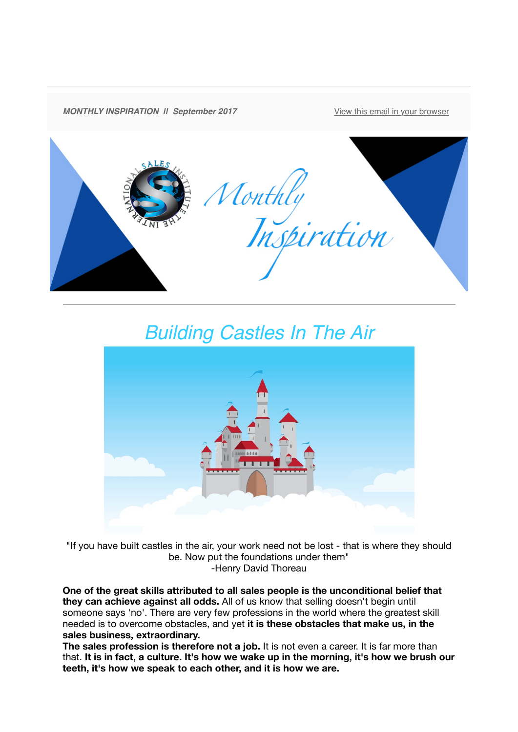*MONTHLY INSPIRATION // September 2017*

View this email in your browser

Monthly Inspiration

# Building Castles In The Air

"If you have built castles in the air, your work need not be lost - that is where they should be. Now put the foundations under them"
-Henry David Thoreau

**One of the great skills attributed to all sales people is the unconditional belief that they can achieve against all odds.** All of us know that selling doesn't begin until someone says 'no'. There are very few professions in the world where the greatest skill needed is to overcome obstacles, and yet **it is these obstacles that make us, in the sales business, extraordinary.**
**The sales profession is therefore not a job.** It is not even a career. It is far more than that. **It is in fact, a culture. It's how we wake up in the morning, it's how we brush our teeth, it's how we speak to each other, and it is how we are.**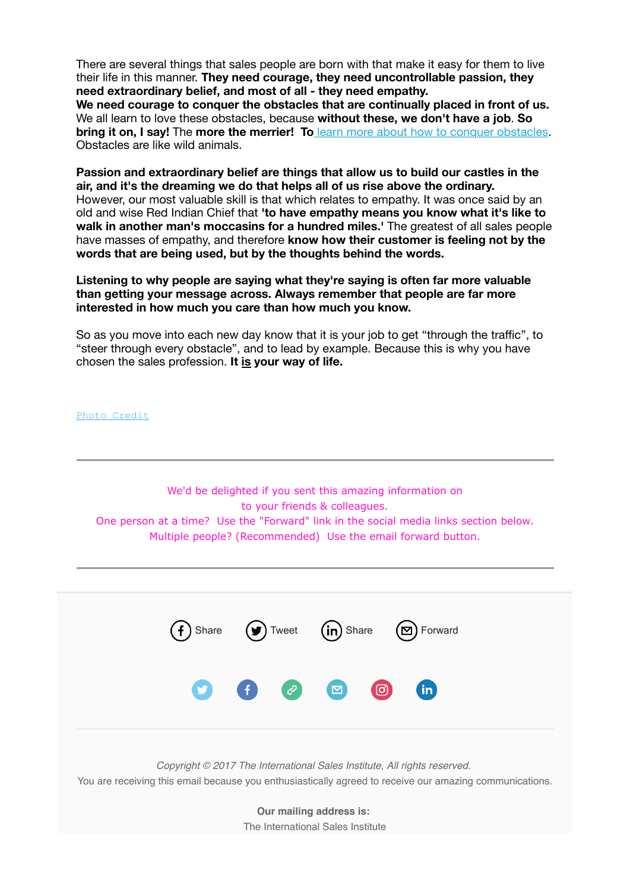There are several things that sales people are born with that make it easy for them to live their life in this manner. **They need courage, they need uncontrollable passion, they need extraordinary belief, and most of all - they need empathy.**
**We need courage to conquer the obstacles that are continually placed in front of us.** We all learn to love these obstacles, because **without these, we don't have a job**. **So bring it on, I say!** The **more the merrier!** **To** [learn more about how to conquer obstacles](). Obstacles are like wild animals.

**Passion and extraordinary belief are things that allow us to build our castles in the air, and it's the dreaming we do that helps all of us rise above the ordinary.** However, our most valuable skill is that which relates to empathy. It was once said by an old and wise Red Indian Chief that **'to have empathy means you know what it's like to walk in another man's moccasins for a hundred miles.'** The greatest of all sales people have masses of empathy, and therefore **know how their customer is feeling not by the words that are being used, but by the thoughts behind the words.**

**Listening to why people are saying what they're saying is often far more valuable than getting your message across. Always remember that people are far more interested in how much you care than how much you know.**

So as you move into each new day know that it is your job to get "through the traffic", to "steer through every obstacle", and to lead by example. Because this is why you have chosen the sales profession. **It is your way of life.**

[Photo Credit]()

---

We'd be delighted if you sent this amazing information on to your friends & colleagues.
One person at a time? Use the "Forward" link in the social media links section below.
Multiple people? (Recommended) Use the email forward button.

---

Share Tweet Share Forward

---

*Copyright © 2017 The International Sales Institute, All rights reserved.*
You are receiving this email because you enthusiastically agreed to receive our amazing communications.

**Our mailing address is:**
The International Sales Institute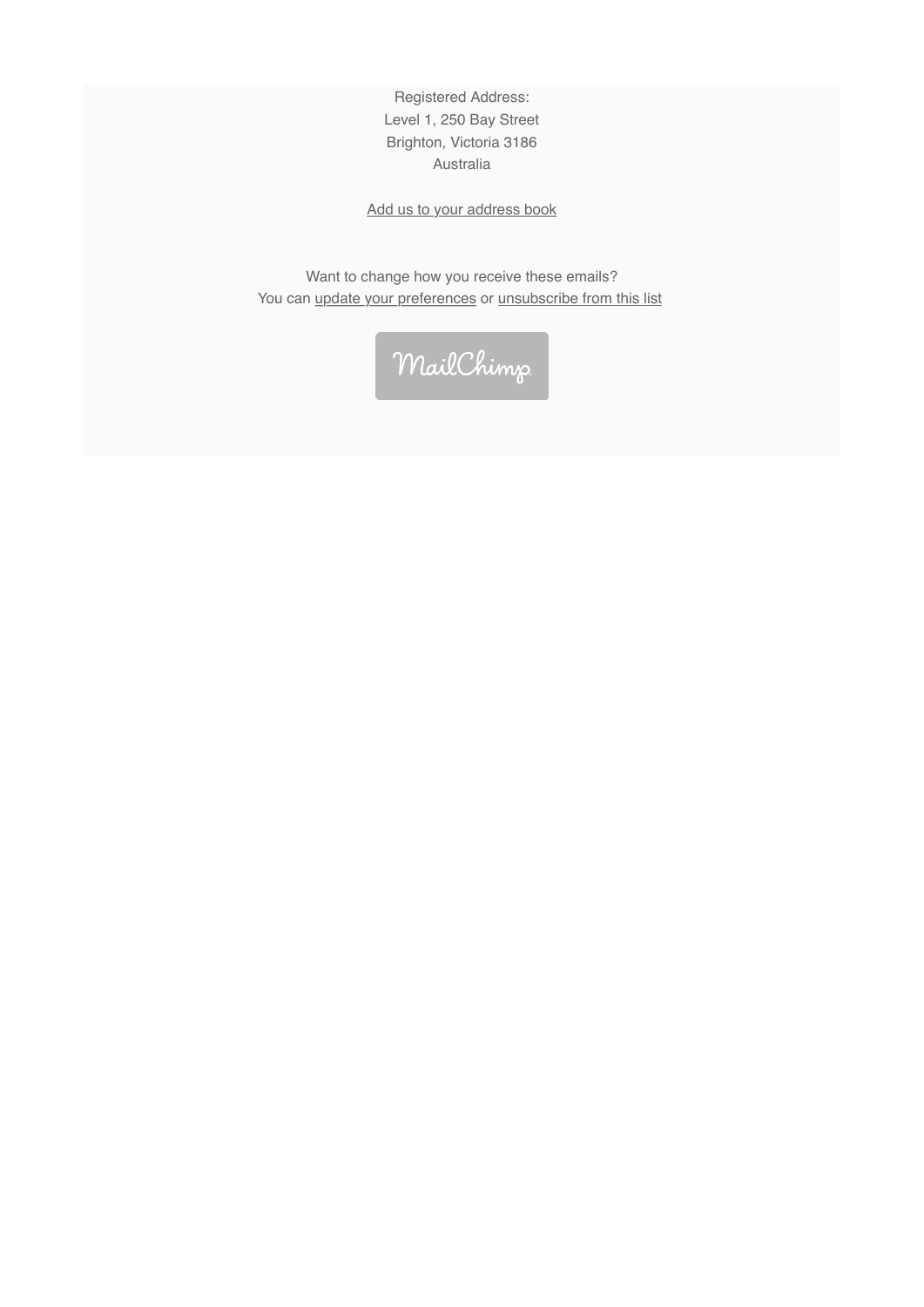Registered Address:
Level 1, 250 Bay Street
Brighton, Victoria 3186
Australia

Add us to your address book

Want to change how you receive these emails?
You can update your preferences or unsubscribe from this list

MailChimp